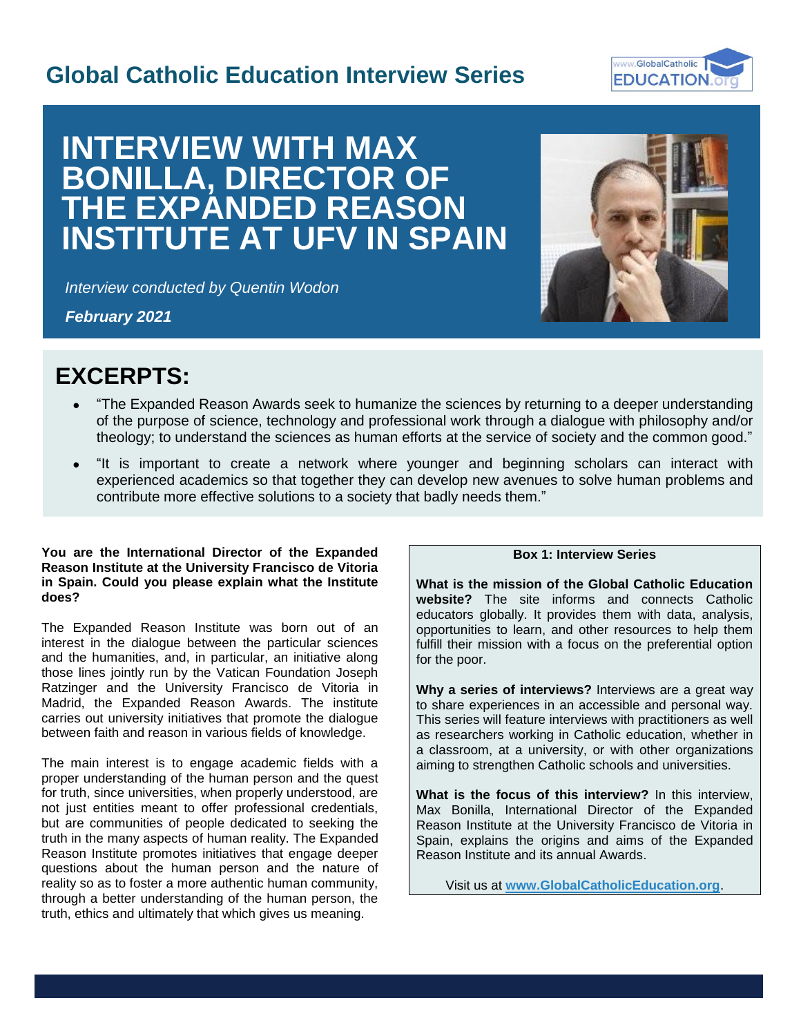# Global Catholic Education Interview Series

# INTERVIEW WITH MAX BONILLA, DIRECTOR OF THE EXPANDED REASON INSTITUTE AT UFV IN SPAIN

*Interview conducted by Quentin Wodon*

***February 2021***

## EXCERPTS:

- "The Expanded Reason Awards seek to humanize the sciences by returning to a deeper understanding of the purpose of science, technology and professional work through a dialogue with philosophy and/or theology; to understand the sciences as human efforts at the service of society and the common good."
- "It is important to create a network where younger and beginning scholars can interact with experienced academics so that together they can develop new avenues to solve human problems and contribute more effective solutions to a society that badly needs them."

**You are the International Director of the Expanded Reason Institute at the University Francisco de Vitoria in Spain. Could you please explain what the Institute does?**

The Expanded Reason Institute was born out of an interest in the dialogue between the particular sciences and the humanities, and, in particular, an initiative along those lines jointly run by the Vatican Foundation Joseph Ratzinger and the University Francisco de Vitoria in Madrid, the Expanded Reason Awards. The institute carries out university initiatives that promote the dialogue between faith and reason in various fields of knowledge.

The main interest is to engage academic fields with a proper understanding of the human person and the quest for truth, since universities, when properly understood, are not just entities meant to offer professional credentials, but are communities of people dedicated to seeking the truth in the many aspects of human reality. The Expanded Reason Institute promotes initiatives that engage deeper questions about the human person and the nature of reality so as to foster a more authentic human community, through a better understanding of the human person, the truth, ethics and ultimately that which gives us meaning.

**Box 1: Interview Series**

**What is the mission of the Global Catholic Education website?** The site informs and connects Catholic educators globally. It provides them with data, analysis, opportunities to learn, and other resources to help them fulfill their mission with a focus on the preferential option for the poor.

**Why a series of interviews?** Interviews are a great way to share experiences in an accessible and personal way. This series will feature interviews with practitioners as well as researchers working in Catholic education, whether in a classroom, at a university, or with other organizations aiming to strengthen Catholic schools and universities.

**What is the focus of this interview?** In this interview, Max Bonilla, International Director of the Expanded Reason Institute at the University Francisco de Vitoria in Spain, explains the origins and aims of the Expanded Reason Institute and its annual Awards.

Visit us at **www.GlobalCatholicEducation.org**.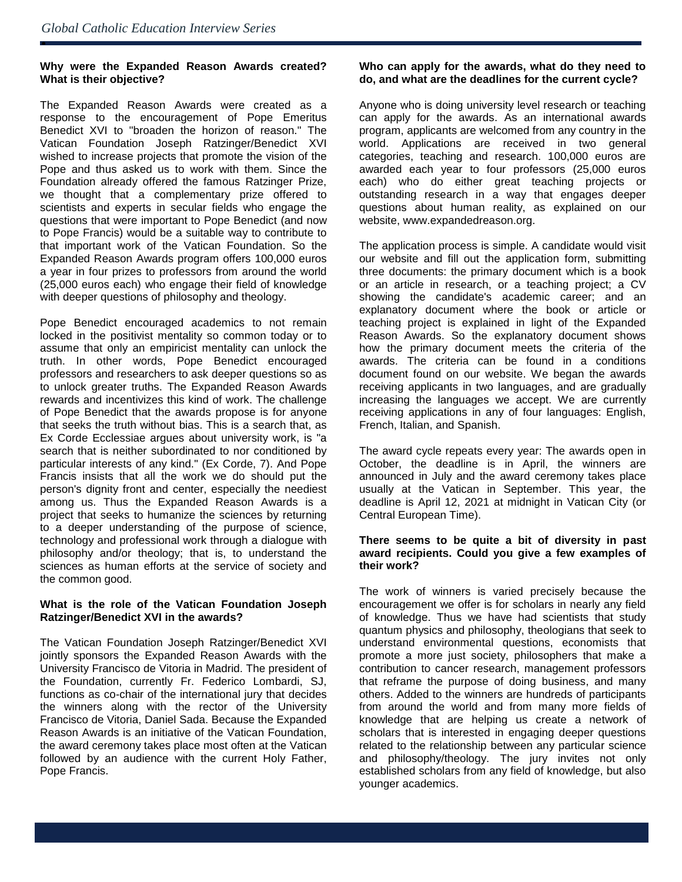**Why were the Expanded Reason Awards created? What is their objective?**

The Expanded Reason Awards were created as a response to the encouragement of Pope Emeritus Benedict XVI to "broaden the horizon of reason." The Vatican Foundation Joseph Ratzinger/Benedict XVI wished to increase projects that promote the vision of the Pope and thus asked us to work with them. Since the Foundation already offered the famous Ratzinger Prize, we thought that a complementary prize offered to scientists and experts in secular fields who engage the questions that were important to Pope Benedict (and now to Pope Francis) would be a suitable way to contribute to that important work of the Vatican Foundation. So the Expanded Reason Awards program offers 100,000 euros a year in four prizes to professors from around the world (25,000 euros each) who engage their field of knowledge with deeper questions of philosophy and theology.

Pope Benedict encouraged academics to not remain locked in the positivist mentality so common today or to assume that only an empiricist mentality can unlock the truth. In other words, Pope Benedict encouraged professors and researchers to ask deeper questions so as to unlock greater truths. The Expanded Reason Awards rewards and incentivizes this kind of work. The challenge of Pope Benedict that the awards propose is for anyone that seeks the truth without bias. This is a search that, as Ex Corde Eccelssiae argues about university work, is "a search that is neither subordinated to nor conditioned by particular interests of any kind." (Ex Corde, 7). And Pope Francis insists that all the work we do should put the person's dignity front and center, especially the neediest among us. Thus the Expanded Reason Awards is a project that seeks to humanize the sciences by returning to a deeper understanding of the purpose of science, technology and professional work through a dialogue with philosophy and/or theology; that is, to understand the sciences as human efforts at the service of society and the common good.

**What is the role of the Vatican Foundation Joseph Ratzinger/Benedict XVI in the awards?**

The Vatican Foundation Joseph Ratzinger/Benedict XVI jointly sponsors the Expanded Reason Awards with the University Francisco de Vitoria in Madrid. The president of the Foundation, currently Fr. Federico Lombardi, SJ, functions as co-chair of the international jury that decides the winners along with the rector of the University Francisco de Vitoria, Daniel Sada. Because the Expanded Reason Awards is an initiative of the Vatican Foundation, the award ceremony takes place most often at the Vatican followed by an audience with the current Holy Father, Pope Francis.

**Who can apply for the awards, what do they need to do, and what are the deadlines for the current cycle?**

Anyone who is doing university level research or teaching can apply for the awards. As an international awards program, applicants are welcomed from any country in the world. Applications are received in two general categories, teaching and research. 100,000 euros are awarded each year to four professors (25,000 euros each) who do either great teaching projects or outstanding research in a way that engages deeper questions about human reality, as explained on our website, www.expandedreason.org.

The application process is simple. A candidate would visit our website and fill out the application form, submitting three documents: the primary document which is a book or an article in research, or a teaching project; a CV showing the candidate's academic career; and an explanatory document where the book or article or teaching project is explained in light of the Expanded Reason Awards. So the explanatory document shows how the primary document meets the criteria of the awards. The criteria can be found in a conditions document found on our website. We began the awards receiving applicants in two languages, and are gradually increasing the languages we accept. We are currently receiving applications in any of four languages: English, French, Italian, and Spanish.

The award cycle repeats every year: The awards open in October, the deadline is in April, the winners are announced in July and the award ceremony takes place usually at the Vatican in September. This year, the deadline is April 12, 2021 at midnight in Vatican City (or Central European Time).

**There seems to be quite a bit of diversity in past award recipients. Could you give a few examples of their work?**

The work of winners is varied precisely because the encouragement we offer is for scholars in nearly any field of knowledge. Thus we have had scientists that study quantum physics and philosophy, theologians that seek to understand environmental questions, economists that promote a more just society, philosophers that make a contribution to cancer research, management professors that reframe the purpose of doing business, and many others. Added to the winners are hundreds of participants from around the world and from many more fields of knowledge that are helping us create a network of scholars that is interested in engaging deeper questions related to the relationship between any particular science and philosophy/theology. The jury invites not only established scholars from any field of knowledge, but also younger academics.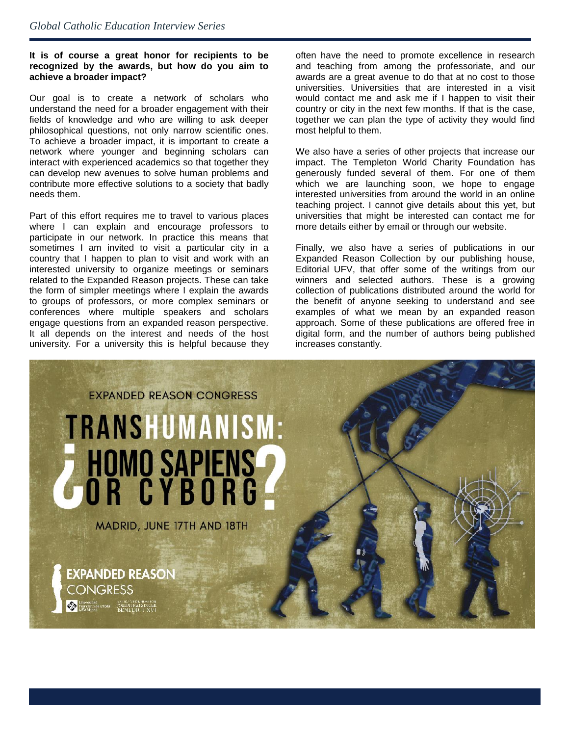**It is of course a great honor for recipients to be recognized by the awards, but how do you aim to achieve a broader impact?**

Our goal is to create a network of scholars who understand the need for a broader engagement with their fields of knowledge and who are willing to ask deeper philosophical questions, not only narrow scientific ones. To achieve a broader impact, it is important to create a network where younger and beginning scholars can interact with experienced academics so that together they can develop new avenues to solve human problems and contribute more effective solutions to a society that badly needs them.

Part of this effort requires me to travel to various places where I can explain and encourage professors to participate in our network. In practice this means that sometimes I am invited to visit a particular city in a country that I happen to plan to visit and work with an interested university to organize meetings or seminars related to the Expanded Reason projects. These can take the form of simpler meetings where I explain the awards to groups of professors, or more complex seminars or conferences where multiple speakers and scholars engage questions from an expanded reason perspective. It all depends on the interest and needs of the host university. For a university this is helpful because they often have the need to promote excellence in research and teaching from among the professoriate, and our awards are a great avenue to do that at no cost to those universities. Universities that are interested in a visit would contact me and ask me if I happen to visit their country or city in the next few months. If that is the case, together we can plan the type of activity they would find most helpful to them.

We also have a series of other projects that increase our impact. The Templeton World Charity Foundation has generously funded several of them. For one of them which we are launching soon, we hope to engage interested universities from around the world in an online teaching project. I cannot give details about this yet, but universities that might be interested can contact me for more details either by email or through our website.

Finally, we also have a series of publications in our Expanded Reason Collection by our publishing house, Editorial UFV, that offer some of the writings from our winners and selected authors. These is a growing collection of publications distributed around the world for the benefit of anyone seeking to understand and see examples of what we mean by an expanded reason approach. Some of these publications are offered free in digital form, and the number of authors being published increases constantly.

EXPANDED REASON CONGRESS

TRANSHUMANISM: ¿HOMO SAPIENS OR CYBORG?

MADRID, JUNE 17TH AND 18TH

EXPANDED REASON CONGRESS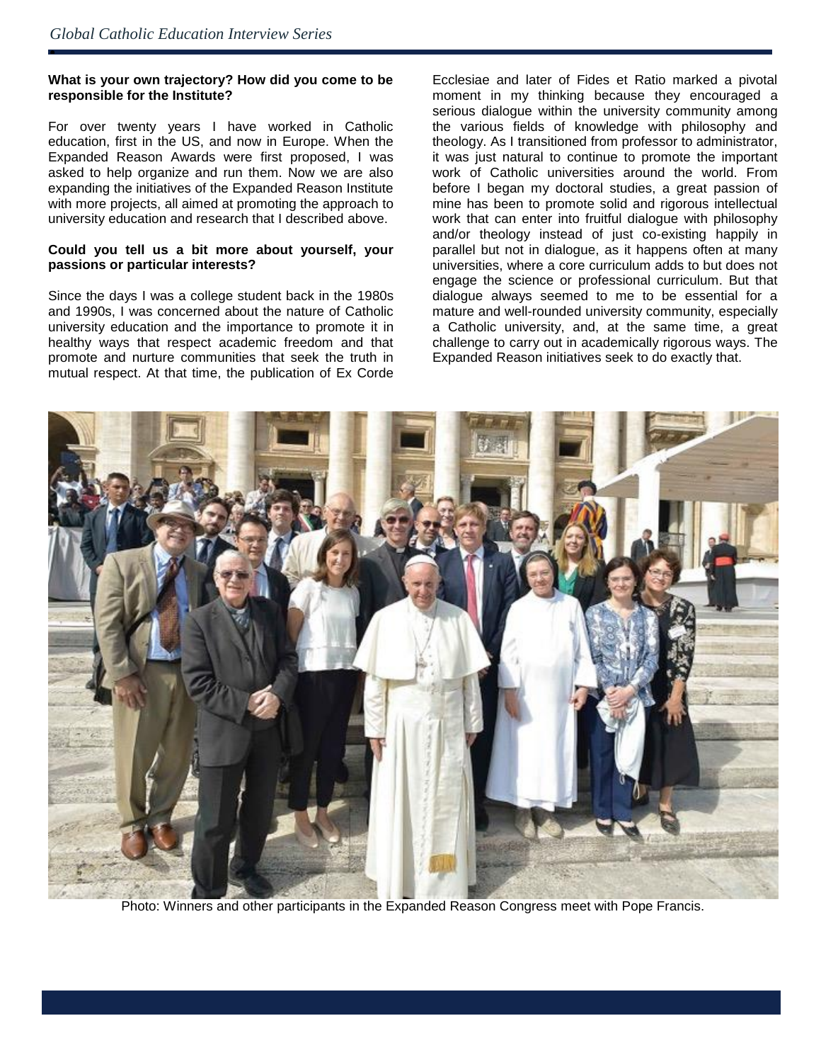**What is your own trajectory? How did you come to be responsible for the Institute?**

For over twenty years I have worked in Catholic education, first in the US, and now in Europe. When the Expanded Reason Awards were first proposed, I was asked to help organize and run them. Now we are also expanding the initiatives of the Expanded Reason Institute with more projects, all aimed at promoting the approach to university education and research that I described above.

**Could you tell us a bit more about yourself, your passions or particular interests?**

Since the days I was a college student back in the 1980s and 1990s, I was concerned about the nature of Catholic university education and the importance to promote it in healthy ways that respect academic freedom and that promote and nurture communities that seek the truth in mutual respect. At that time, the publication of Ex Corde Ecclesiae and later of Fides et Ratio marked a pivotal moment in my thinking because they encouraged a serious dialogue within the university community among the various fields of knowledge with philosophy and theology. As I transitioned from professor to administrator, it was just natural to continue to promote the important work of Catholic universities around the world. From before I began my doctoral studies, a great passion of mine has been to promote solid and rigorous intellectual work that can enter into fruitful dialogue with philosophy and/or theology instead of just co-existing happily in parallel but not in dialogue, as it happens often at many universities, where a core curriculum adds to but does not engage the science or professional curriculum. But that dialogue always seemed to me to be essential for a mature and well-rounded university community, especially a Catholic university, and, at the same time, a great challenge to carry out in academically rigorous ways. The Expanded Reason initiatives seek to do exactly that.

Photo: Winners and other participants in the Expanded Reason Congress meet with Pope Francis.